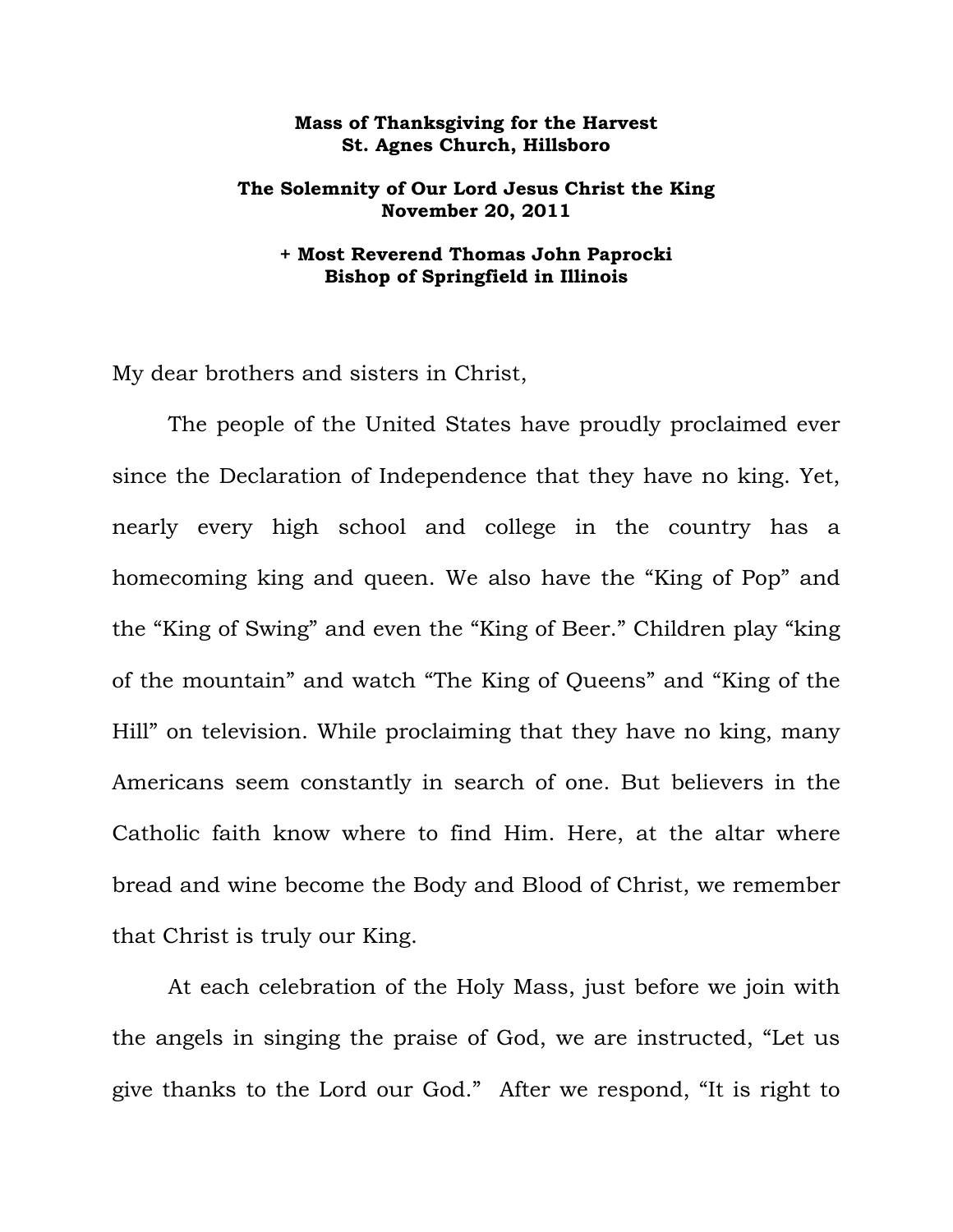**Mass of Thanksgiving for the Harvest**
**St. Agnes Church, Hillsboro**

**The Solemnity of Our Lord Jesus Christ the King**
**November 20, 2011**

**+ Most Reverend Thomas John Paprocki**
**Bishop of Springfield in Illinois**

My dear brothers and sisters in Christ,

The people of the United States have proudly proclaimed ever since the Declaration of Independence that they have no king. Yet, nearly every high school and college in the country has a homecoming king and queen. We also have the "King of Pop" and the "King of Swing" and even the "King of Beer." Children play "king of the mountain" and watch "The King of Queens" and "King of the Hill" on television. While proclaiming that they have no king, many Americans seem constantly in search of one. But believers in the Catholic faith know where to find Him. Here, at the altar where bread and wine become the Body and Blood of Christ, we remember that Christ is truly our King.

At each celebration of the Holy Mass, just before we join with the angels in singing the praise of God, we are instructed, "Let us give thanks to the Lord our God." After we respond, "It is right to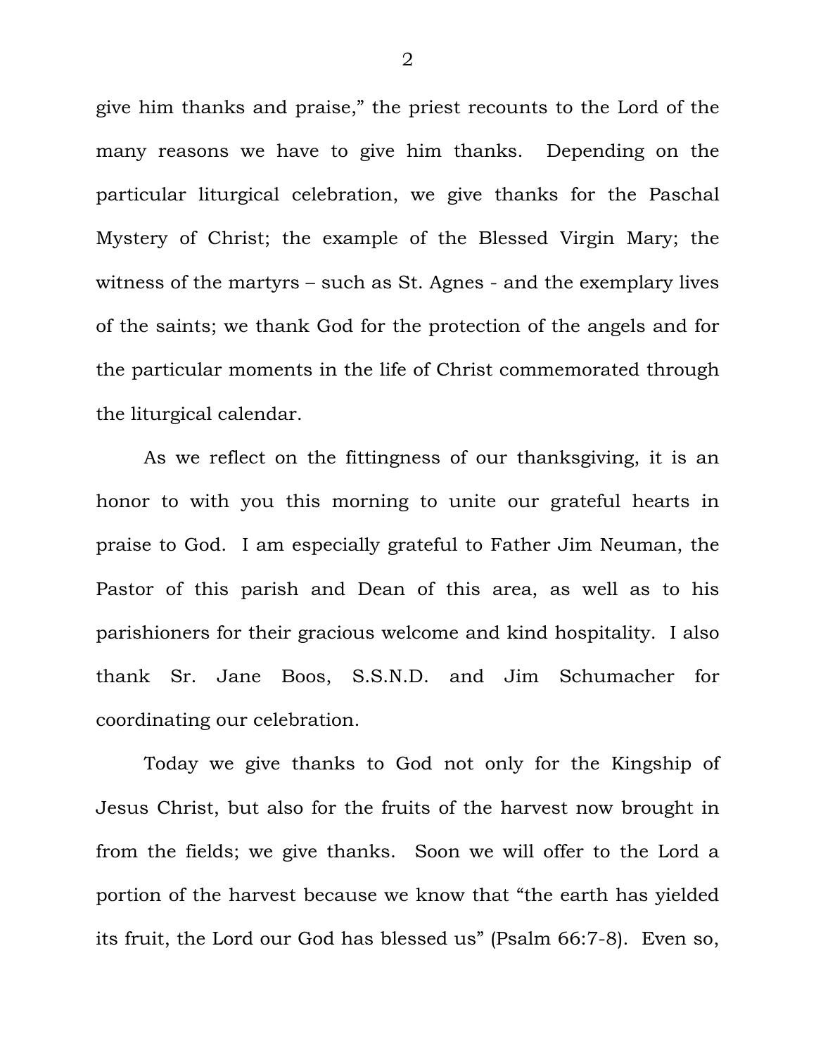give him thanks and praise," the priest recounts to the Lord of the many reasons we have to give him thanks. Depending on the particular liturgical celebration, we give thanks for the Paschal Mystery of Christ; the example of the Blessed Virgin Mary; the witness of the martyrs – such as St. Agnes - and the exemplary lives of the saints; we thank God for the protection of the angels and for the particular moments in the life of Christ commemorated through the liturgical calendar.

As we reflect on the fittingness of our thanksgiving, it is an honor to with you this morning to unite our grateful hearts in praise to God. I am especially grateful to Father Jim Neuman, the Pastor of this parish and Dean of this area, as well as to his parishioners for their gracious welcome and kind hospitality. I also thank Sr. Jane Boos, S.S.N.D. and Jim Schumacher for coordinating our celebration.

Today we give thanks to God not only for the Kingship of Jesus Christ, but also for the fruits of the harvest now brought in from the fields; we give thanks. Soon we will offer to the Lord a portion of the harvest because we know that "the earth has yielded its fruit, the Lord our God has blessed us" (Psalm 66:7-8). Even so,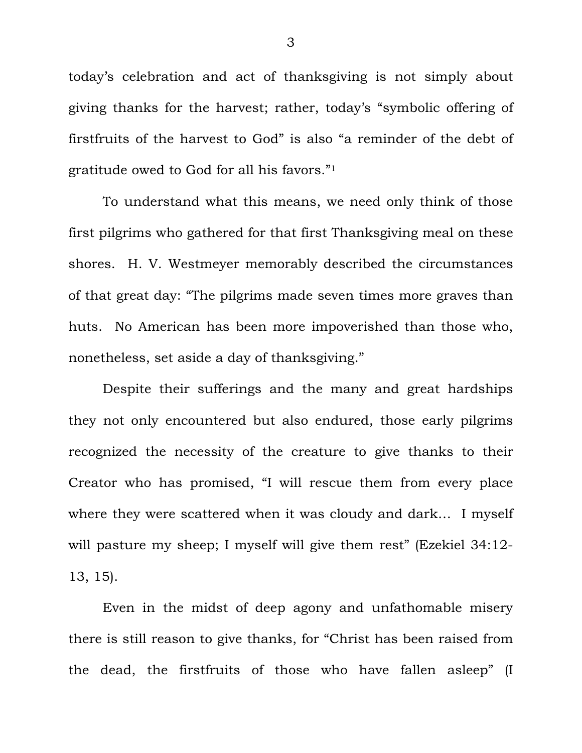today's celebration and act of thanksgiving is not simply about giving thanks for the harvest; rather, today's "symbolic offering of firstfruits of the harvest to God" is also "a reminder of the debt of gratitude owed to God for all his favors."[1]

To understand what this means, we need only think of those first pilgrims who gathered for that first Thanksgiving meal on these shores. H. V. Westmeyer memorably described the circumstances of that great day: "The pilgrims made seven times more graves than huts. No American has been more impoverished than those who, nonetheless, set aside a day of thanksgiving."

Despite their sufferings and the many and great hardships they not only encountered but also endured, those early pilgrims recognized the necessity of the creature to give thanks to their Creator who has promised, "I will rescue them from every place where they were scattered when it was cloudy and dark… I myself will pasture my sheep; I myself will give them rest" (Ezekiel 34:12-13, 15).

Even in the midst of deep agony and unfathomable misery there is still reason to give thanks, for "Christ has been raised from the dead, the firstfruits of those who have fallen asleep" (I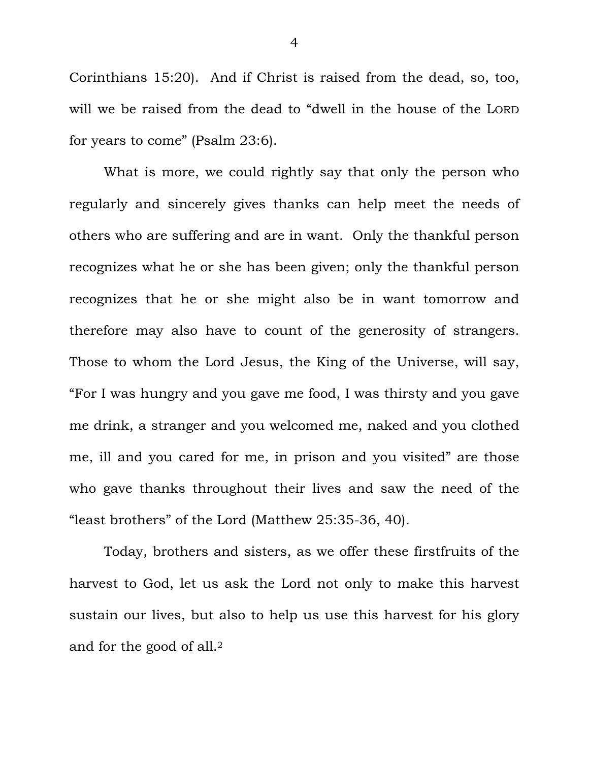Corinthians 15:20). And if Christ is raised from the dead, so, too, will we be raised from the dead to "dwell in the house of the LORD for years to come" (Psalm 23:6).

What is more, we could rightly say that only the person who regularly and sincerely gives thanks can help meet the needs of others who are suffering and are in want. Only the thankful person recognizes what he or she has been given; only the thankful person recognizes that he or she might also be in want tomorrow and therefore may also have to count of the generosity of strangers. Those to whom the Lord Jesus, the King of the Universe, will say, "For I was hungry and you gave me food, I was thirsty and you gave me drink, a stranger and you welcomed me, naked and you clothed me, ill and you cared for me, in prison and you visited" are those who gave thanks throughout their lives and saw the need of the "least brothers" of the Lord (Matthew 25:35-36, 40).

Today, brothers and sisters, as we offer these firstfruits of the harvest to God, let us ask the Lord not only to make this harvest sustain our lives, but also to help us use this harvest for his glory and for the good of all.[2]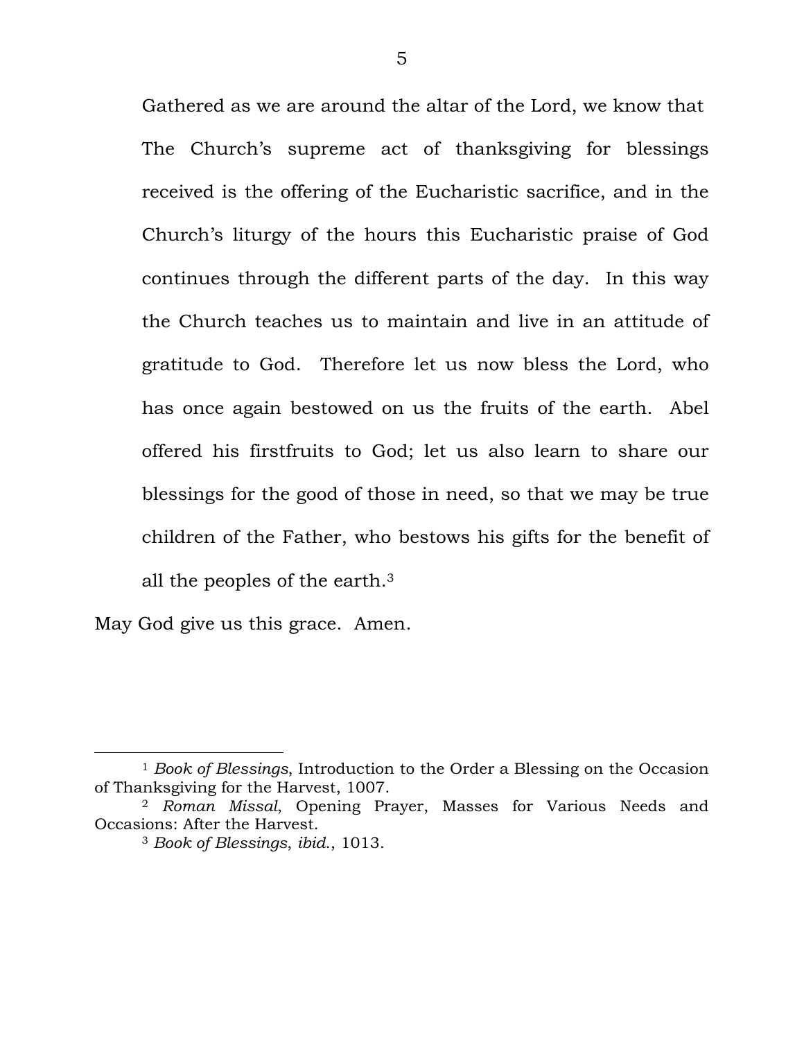> Gathered as we are around the altar of the Lord, we know that The Church's supreme act of thanksgiving for blessings received is the offering of the Eucharistic sacrifice, and in the Church's liturgy of the hours this Eucharistic praise of God continues through the different parts of the day. In this way the Church teaches us to maintain and live in an attitude of gratitude to God. Therefore let us now bless the Lord, who has once again bestowed on us the fruits of the earth. Abel offered his firstfruits to God; let us also learn to share our blessings for the good of those in need, so that we may be true children of the Father, who bestows his gifts for the benefit of all the peoples of the earth.[3]

May God give us this grace. Amen.

---

[1] *Book of Blessings*, Introduction to the Order a Blessing on the Occasion of Thanksgiving for the Harvest, 1007.

[2] *Roman Missal*, Opening Prayer, Masses for Various Needs and Occasions: After the Harvest.

[3] *Book of Blessings*, *ibid.*, 1013.